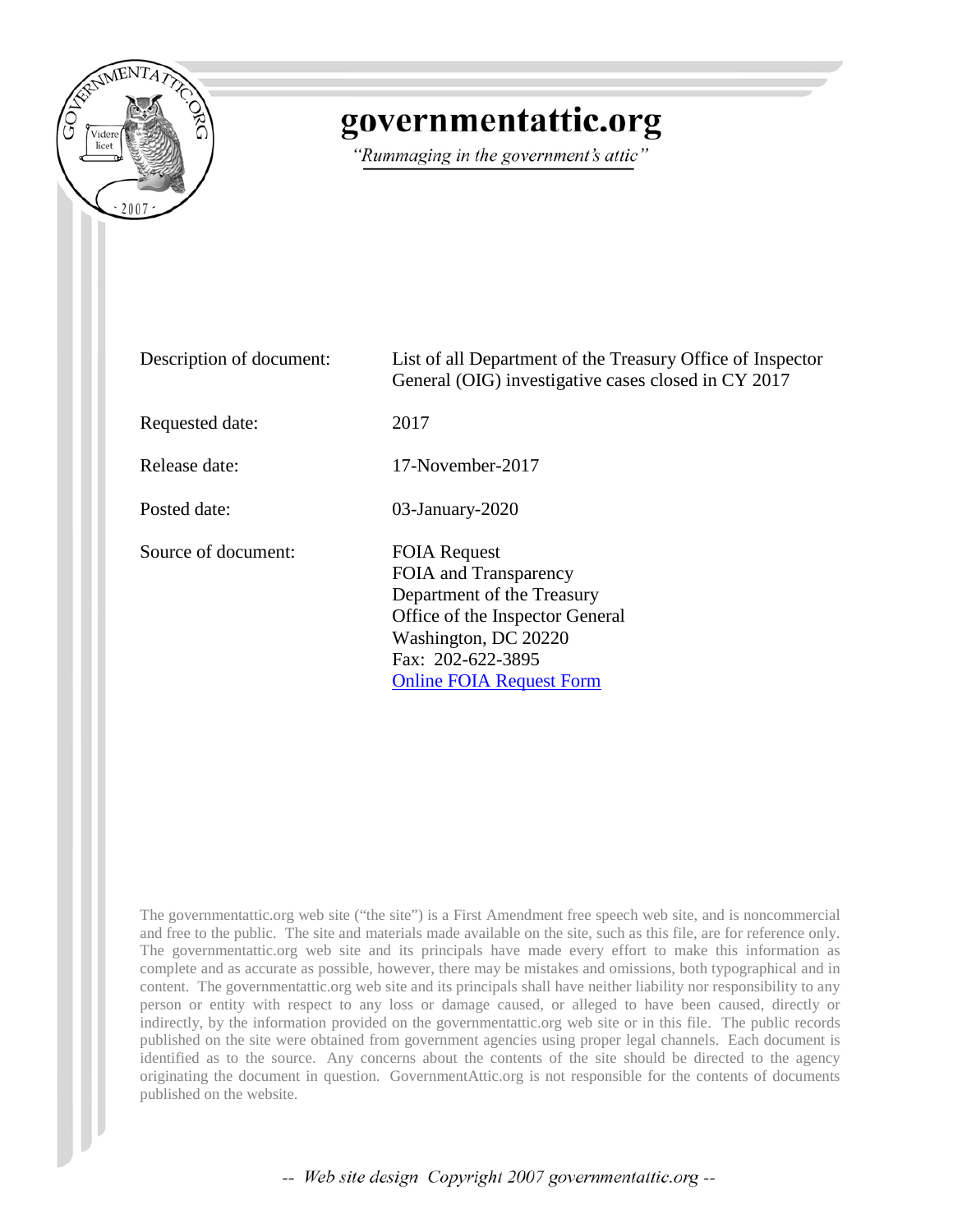# governmentattic.org

*"Rummaging in the government's attic"*

| | |
|---|---|
| Description of document: | List of all Department of the Treasury Office of Inspector General (OIG) investigative cases closed in CY 2017 |
| Requested date: | 2017 |
| Release date: | 17-November-2017 |
| Posted date: | 03-January-2020 |
| Source of document: | FOIA Request<br>FOIA and Transparency<br>Department of the Treasury<br>Office of the Inspector General<br>Washington, DC 20220<br>Fax: 202-622-3895<br>[Online FOIA Request Form](Online FOIA Request Form) |

The governmentattic.org web site ("the site") is a First Amendment free speech web site, and is noncommercial and free to the public. The site and materials made available on the site, such as this file, are for reference only. The governmentattic.org web site and its principals have made every effort to make this information as complete and as accurate as possible, however, there may be mistakes and omissions, both typographical and in content. The governmentattic.org web site and its principals shall have neither liability nor responsibility to any person or entity with respect to any loss or damage caused, or alleged to have been caused, directly or indirectly, by the information provided on the governmentattic.org web site or in this file. The public records published on the site were obtained from government agencies using proper legal channels. Each document is identified as to the source. Any concerns about the contents of the site should be directed to the agency originating the document in question. GovernmentAttic.org is not responsible for the contents of documents published on the website.

*-- Web site design Copyright 2007 governmentattic.org --*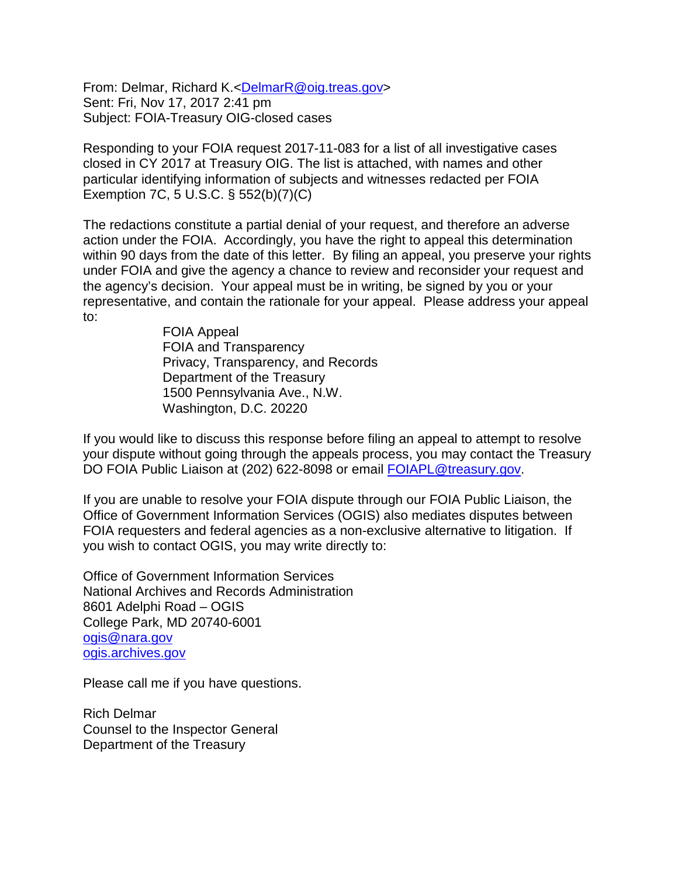From: Delmar, Richard K.<DelmarR@oig.treas.gov>
Sent: Fri, Nov 17, 2017 2:41 pm
Subject: FOIA-Treasury OIG-closed cases

Responding to your FOIA request 2017-11-083 for a list of all investigative cases closed in CY 2017 at Treasury OIG. The list is attached, with names and other particular identifying information of subjects and witnesses redacted per FOIA Exemption 7C, 5 U.S.C. § 552(b)(7)(C)

The redactions constitute a partial denial of your request, and therefore an adverse action under the FOIA. Accordingly, you have the right to appeal this determination within 90 days from the date of this letter. By filing an appeal, you preserve your rights under FOIA and give the agency a chance to review and reconsider your request and the agency's decision. Your appeal must be in writing, be signed by you or your representative, and contain the rationale for your appeal. Please address your appeal to:

FOIA Appeal
FOIA and Transparency
Privacy, Transparency, and Records
Department of the Treasury
1500 Pennsylvania Ave., N.W.
Washington, D.C. 20220

If you would like to discuss this response before filing an appeal to attempt to resolve your dispute without going through the appeals process, you may contact the Treasury DO FOIA Public Liaison at (202) 622-8098 or email FOIAPL@treasury.gov.

If you are unable to resolve your FOIA dispute through our FOIA Public Liaison, the Office of Government Information Services (OGIS) also mediates disputes between FOIA requesters and federal agencies as a non-exclusive alternative to litigation. If you wish to contact OGIS, you may write directly to:

Office of Government Information Services
National Archives and Records Administration
8601 Adelphi Road – OGIS
College Park, MD 20740-6001
ogis@nara.gov
ogis.archives.gov

Please call me if you have questions.

Rich Delmar
Counsel to the Inspector General
Department of the Treasury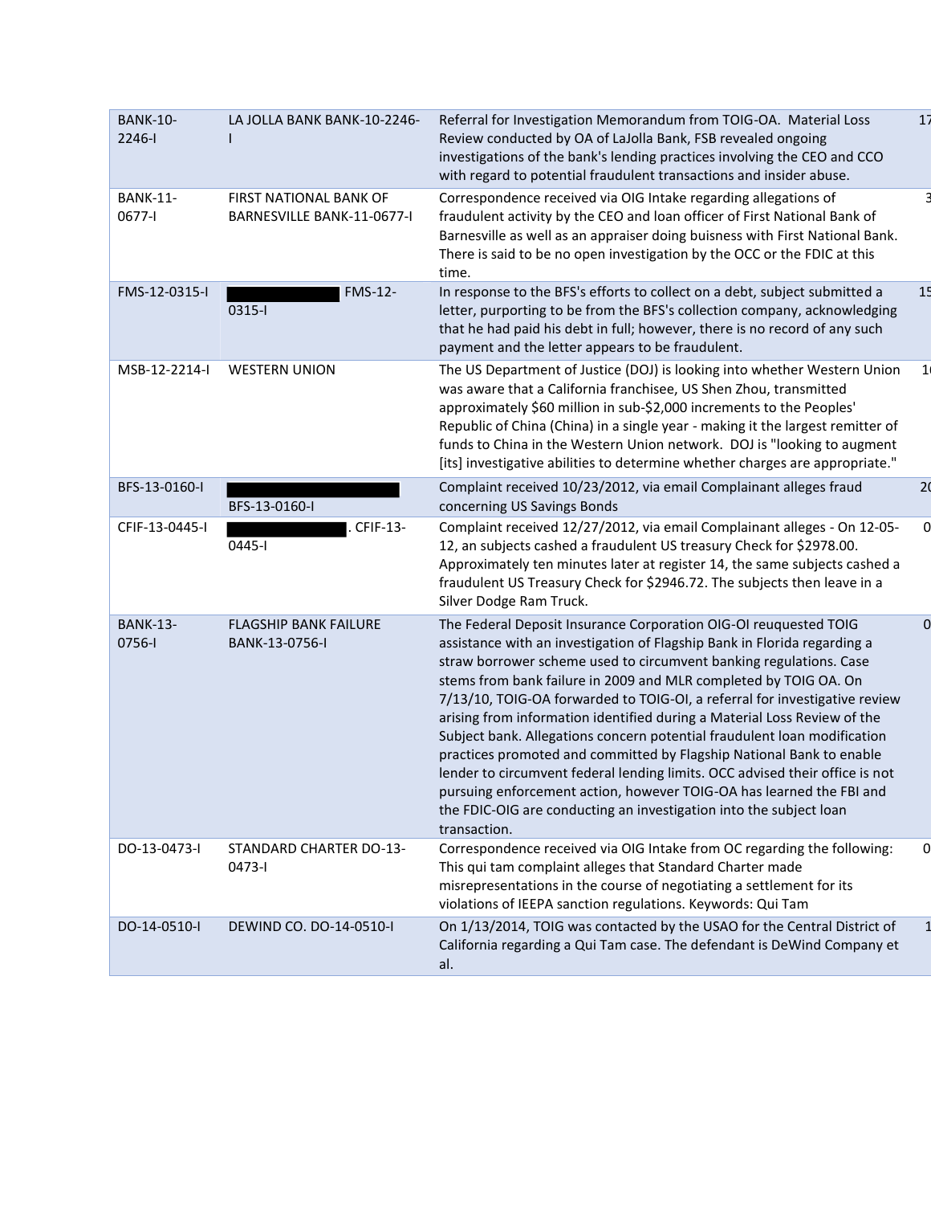| BANK-10-2246-I | LA JOLLA BANK BANK-10-2246-I | Referral for Investigation Memorandum from TOIG-OA. Material Loss Review conducted by OA of LaJolla Bank, FSB revealed ongoing investigations of the bank's lending practices involving the CEO and CCO with regard to potential fraudulent transactions and insider abuse. | 17 |
|---|---|---|---|
| BANK-11-0677-I | FIRST NATIONAL BANK OF BARNESVILLE BANK-11-0677-I | Correspondence received via OIG Intake regarding allegations of fraudulent activity by the CEO and loan officer of First National Bank of Barnesville as well as an appraiser doing buisness with First National Bank. There is said to be no open investigation by the OCC or the FDIC at this time. | 3 |
| FMS-12-0315-I | ███████ FMS-12-0315-I | In response to the BFS's efforts to collect on a debt, subject submitted a letter, purporting to be from the BFS's collection company, acknowledging that he had paid his debt in full; however, there is no record of any such payment and the letter appears to be fraudulent. | 15 |
| MSB-12-2214-I | WESTERN UNION | The US Department of Justice (DOJ) is looking into whether Western Union was aware that a California franchisee, US Shen Zhou, transmitted approximately $60 million in sub-$2,000 increments to the Peoples' Republic of China (China) in a single year - making it the largest remitter of funds to China in the Western Union network. DOJ is "looking to augment [its] investigative abilities to determine whether charges are appropriate." | 1( |
| BFS-13-0160-I | ███████ BFS-13-0160-I | Complaint received 10/23/2012, via email Complainant alleges fraud concerning US Savings Bonds | 20 |
| CFIF-13-0445-I | ███████. CFIF-13-0445-I | Complaint received 12/27/2012, via email Complainant alleges - On 12-05-12, an subjects cashed a fraudulent US treasury Check for $2978.00. Approximately ten minutes later at register 14, the same subjects cashed a fraudulent US Treasury Check for $2946.72. The subjects then leave in a Silver Dodge Ram Truck. | 0 |
| BANK-13-0756-I | FLAGSHIP BANK FAILURE BANK-13-0756-I | The Federal Deposit Insurance Corporation OIG-OI reuquested TOIG assistance with an investigation of Flagship Bank in Florida regarding a straw borrower scheme used to circumvent banking regulations. Case stems from bank failure in 2009 and MLR completed by TOIG OA. On 7/13/10, TOIG-OA forwarded to TOIG-OI, a referral for investigative review arising from information identified during a Material Loss Review of the Subject bank. Allegations concern potential fraudulent loan modification practices promoted and committed by Flagship National Bank to enable lender to circumvent federal lending limits. OCC advised their office is not pursuing enforcement action, however TOIG-OA has learned the FBI and the FDIC-OIG are conducting an investigation into the subject loan transaction. | 0 |
| DO-13-0473-I | STANDARD CHARTER DO-13-0473-I | Correspondence received via OIG Intake from OC regarding the following: This qui tam complaint alleges that Standard Charter made misrepresentations in the course of negotiating a settlement for its violations of IEEPA sanction regulations. Keywords: Qui Tam | 0 |
| DO-14-0510-I | DEWIND CO. DO-14-0510-I | On 1/13/2014, TOIG was contacted by the USAO for the Central District of California regarding a Qui Tam case. The defendant is DeWind Company et al. | 1 |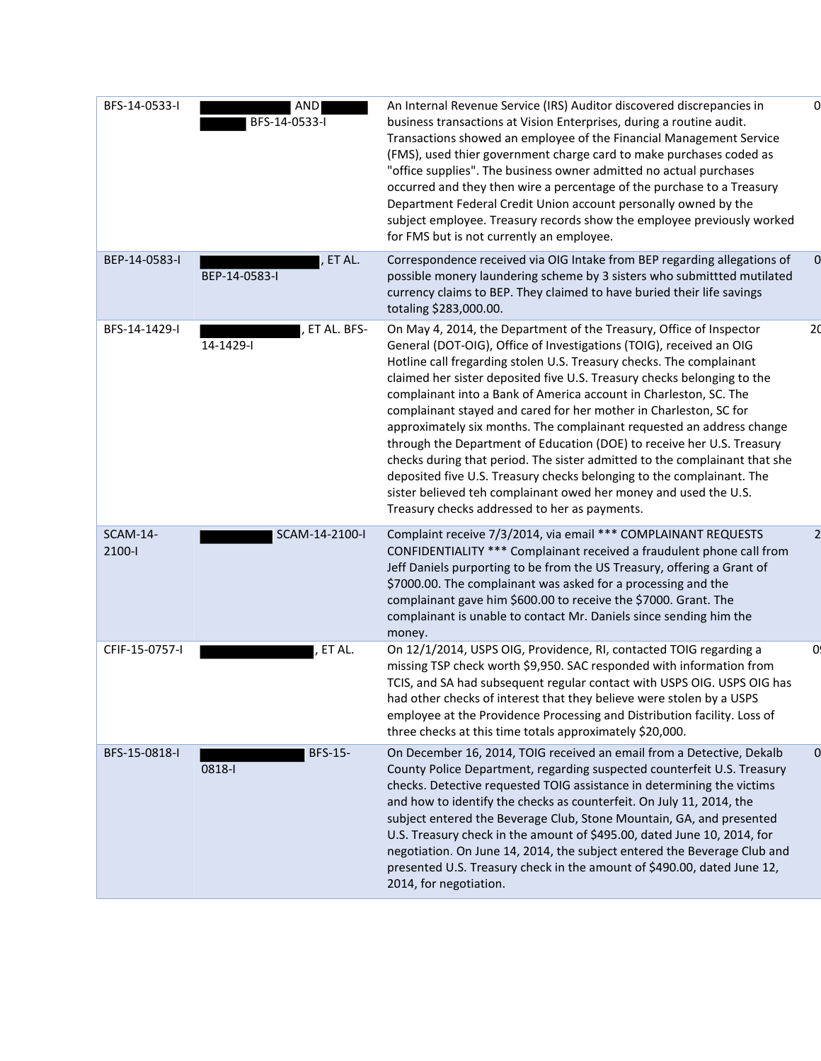| | | | |
|---|---|---|---|
| BFS-14-0533-I | AND BFS-14-0533-I | An Internal Revenue Service (IRS) Auditor discovered discrepancies in business transactions at Vision Enterprises, during a routine audit. Transactions showed an employee of the Financial Management Service (FMS), used thier government charge card to make purchases coded as "office supplies". The business owner admitted no actual purchases occurred and they then wire a percentage of the purchase to a Treasury Department Federal Credit Union account personally owned by the subject employee. Treasury records show the employee previously worked for FMS but is not currently an employee. | 0 |
| BEP-14-0583-I | , ET AL. BEP-14-0583-I | Correspondence received via OIG Intake from BEP regarding allegations of possible money laundering scheme by 3 sisters who submittted mutilated currency claims to BEP. They claimed to have buried their life savings totaling $283,000.00. | 0 |
| BFS-14-1429-I | , ET AL. BFS-14-1429-I | On May 4, 2014, the Department of the Treasury, Office of Inspector General (DOT-OIG), Office of Investigations (TOIG), received an OIG Hotline call fregarding stolen U.S. Treasury checks. The complainant claimed her sister deposited five U.S. Treasury checks belonging to the complainant into a Bank of America account in Charleston, SC. The complainant stayed and cared for her mother in Charleston, SC for approximately six months. The complainant requested an address change through the Department of Education (DOE) to receive her U.S. Treasury checks during that period. The sister admitted to the complainant that she deposited five U.S. Treasury checks belonging to the complainant. The sister believed teh complainant owed her money and used the U.S. Treasury checks addressed to her as payments. | 20 |
| SCAM-14-2100-I | SCAM-14-2100-I | Complaint receive 7/3/2014, via email *** COMPLAINANT REQUESTS CONFIDENTIALITY *** Complainant received a fraudulent phone call from Jeff Daniels purporting to be from the US Treasury, offering a Grant of $7000.00. The complainant was asked for a processing and the complainant gave him $600.00 to receive the $7000. Grant. The complainant is unable to contact Mr. Daniels since sending him the money. | 2 |
| CFIF-15-0757-I | , ET AL. | On 12/1/2014, USPS OIG, Providence, RI, contacted TOIG regarding a missing TSP check worth $9,950. SAC responded with information from TCIS, and SA had subsequent regular contact with USPS OIG. USPS OIG has had other checks of interest that they believe were stolen by a USPS employee at the Providence Processing and Distribution facility. Loss of three checks at this time totals approximately $20,000. | 0 |
| BFS-15-0818-I | BFS-15-0818-I | On December 16, 2014, TOIG received an email from a Detective, Dekalb County Police Department, regarding suspected counterfeit U.S. Treasury checks. Detective requested TOIG assistance in determining the victims and how to identify the checks as counterfeit. On July 11, 2014, the subject entered the Beverage Club, Stone Mountain, GA, and presented U.S. Treasury check in the amount of $495.00, dated June 10, 2014, for negotiation. On June 14, 2014, the subject entered the Beverage Club and presented U.S. Treasury check in the amount of $490.00, dated June 12, 2014, for negotiation. | 0 |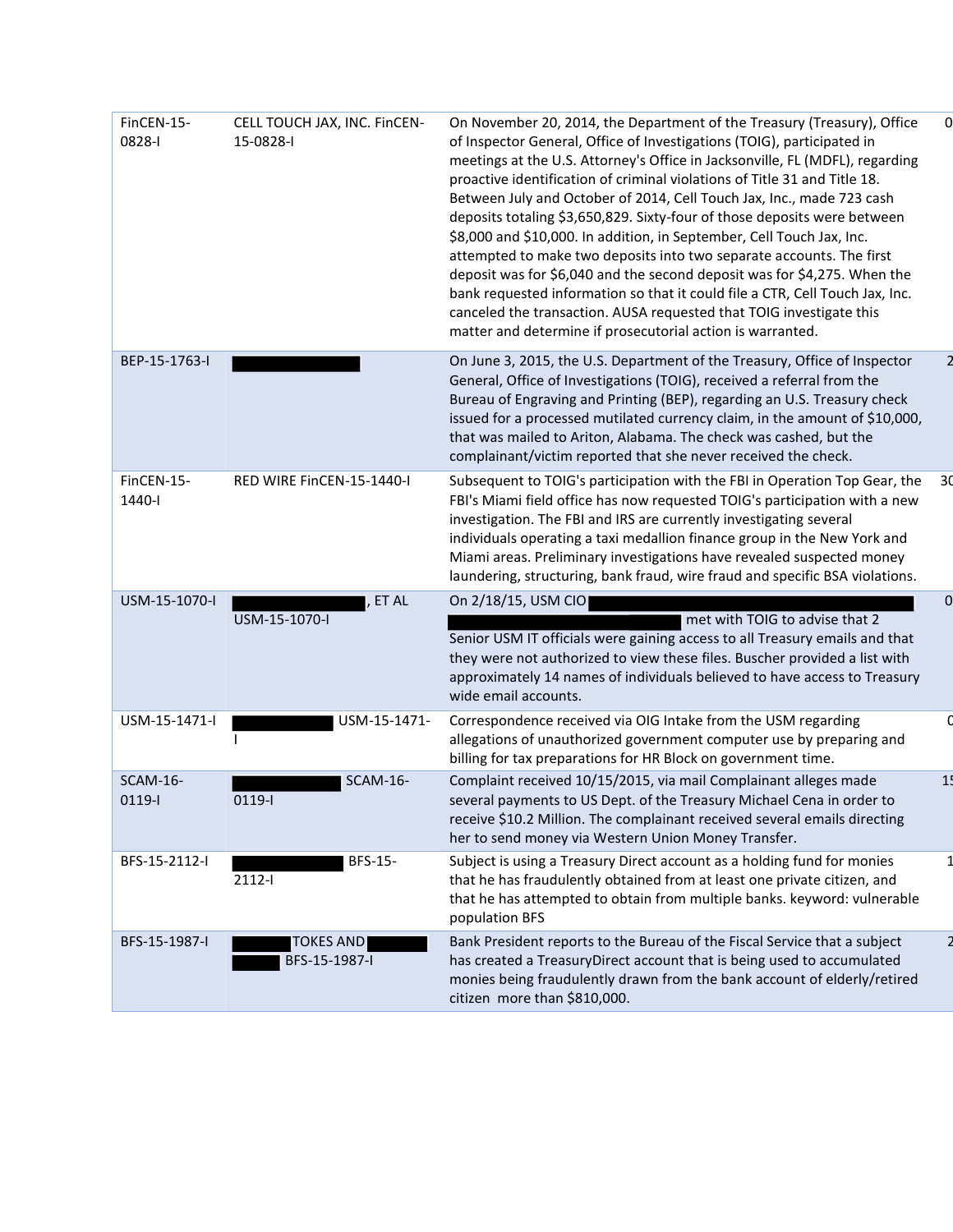| | | | |
|---|---|---|---|
| FinCEN-15-0828-I | CELL TOUCH JAX, INC. FinCEN-15-0828-I | On November 20, 2014, the Department of the Treasury (Treasury), Office of Inspector General, Office of Investigations (TOIG), participated in meetings at the U.S. Attorney's Office in Jacksonville, FL (MDFL), regarding proactive identification of criminal violations of Title 31 and Title 18. Between July and October of 2014, Cell Touch Jax, Inc., made 723 cash deposits totaling $3,650,829. Sixty-four of those deposits were between $8,000 and $10,000. In addition, in September, Cell Touch Jax, Inc. attempted to make two deposits into two separate accounts. The first deposit was for $6,040 and the second deposit was for $4,275. When the bank requested information so that it could file a CTR, Cell Touch Jax, Inc. canceled the transaction. AUSA requested that TOIG investigate this matter and determine if prosecutorial action is warranted. | 0 |
| BEP-15-1763-I | | On June 3, 2015, the U.S. Department of the Treasury, Office of Inspector General, Office of Investigations (TOIG), received a referral from the Bureau of Engraving and Printing (BEP), regarding an U.S. Treasury check issued for a processed mutilated currency claim, in the amount of $10,000, that was mailed to Ariton, Alabama. The check was cashed, but the complainant/victim reported that she never received the check. | 2 |
| FinCEN-15-1440-I | RED WIRE FinCEN-15-1440-I | Subsequent to TOIG's participation with the FBI in Operation Top Gear, the FBI's Miami field office has now requested TOIG's participation with a new investigation. The FBI and IRS are currently investigating several individuals operating a taxi medallion finance group in the New York and Miami areas. Preliminary investigations have revealed suspected money laundering, structuring, bank fraud, wire fraud and specific BSA violations. | 30 |
| USM-15-1070-I | , ET AL USM-15-1070-I | On 2/18/15, USM CIO met with TOIG to advise that 2 Senior USM IT officials were gaining access to all Treasury emails and that they were not authorized to view these files. Buscher provided a list with approximately 14 names of individuals believed to have access to Treasury wide email accounts. | 0 |
| USM-15-1471-I | USM-15-1471-I | Correspondence received via OIG Intake from the USM regarding allegations of unauthorized government computer use by preparing and billing for tax preparations for HR Block on government time. | 0 |
| SCAM-16-0119-I | SCAM-16-0119-I | Complaint received 10/15/2015, via mail Complainant alleges made several payments to US Dept. of the Treasury Michael Cena in order to receive $10.2 Million. The complainant received several emails directing her to send money via Western Union Money Transfer. | 15 |
| BFS-15-2112-I | BFS-15-2112-I | Subject is using a Treasury Direct account as a holding fund for monies that he has fraudulently obtained from at least one private citizen, and that he has attempted to obtain from multiple banks. keyword: vulnerable population BFS | 1 |
| BFS-15-1987-I | TOKES AND BFS-15-1987-I | Bank President reports to the Bureau of the Fiscal Service that a subject has created a TreasuryDirect account that is being used to accumulated monies being fraudulently drawn from the bank account of elderly/retired citizen more than $810,000. | 2 |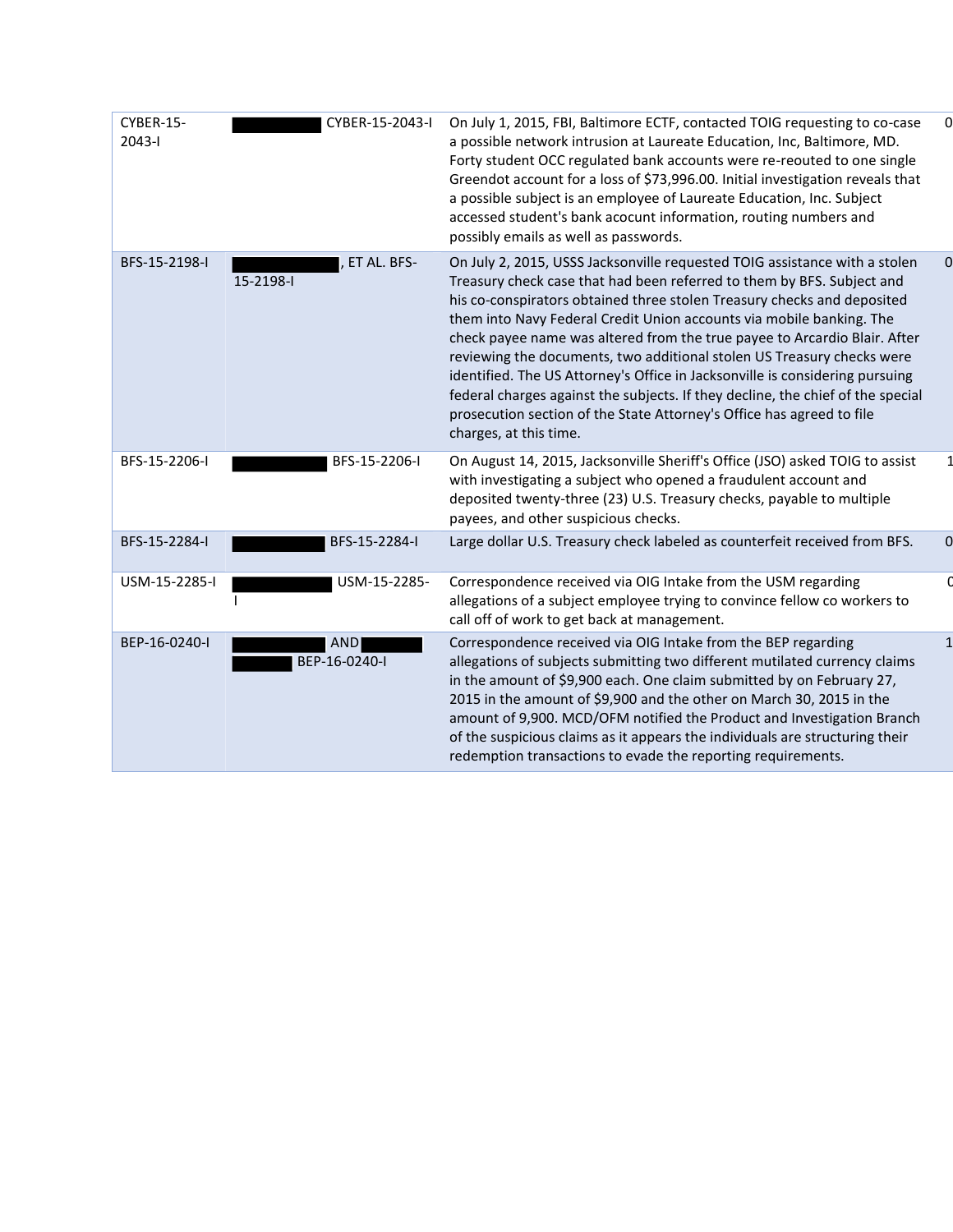| | | | |
|---|---|---|---|
| CYBER-15-2043-I | ██████ CYBER-15-2043-I | On July 1, 2015, FBI, Baltimore ECTF, contacted TOIG requesting to co-case a possible network intrusion at Laureate Education, Inc, Baltimore, MD. Forty student OCC regulated bank accounts were re-reouted to one single Greendot account for a loss of $73,996.00. Initial investigation reveals that a possible subject is an employee of Laureate Education, Inc. Subject accessed student's bank acocunt information, routing numbers and possibly emails as well as passwords. | 0 |
| BFS-15-2198-I | ██████, ET AL. BFS-15-2198-I | On July 2, 2015, USSS Jacksonville requested TOIG assistance with a stolen Treasury check case that had been referred to them by BFS. Subject and his co-conspirators obtained three stolen Treasury checks and deposited them into Navy Federal Credit Union accounts via mobile banking. The check payee name was altered from the true payee to Arcardio Blair. After reviewing the documents, two additional stolen US Treasury checks were identified. The US Attorney's Office in Jacksonville is considering pursuing federal charges against the subjects. If they decline, the chief of the special prosecution section of the State Attorney's Office has agreed to file charges, at this time. | 0 |
| BFS-15-2206-I | ██████ BFS-15-2206-I | On August 14, 2015, Jacksonville Sheriff's Office (JSO) asked TOIG to assist with investigating a subject who opened a fraudulent account and deposited twenty-three (23) U.S. Treasury checks, payable to multiple payees, and other suspicious checks. | 1 |
| BFS-15-2284-I | ██████ BFS-15-2284-I | Large dollar U.S. Treasury check labeled as counterfeit received from BFS. | 0 |
| USM-15-2285-I | ██████ USM-15-2285-I | Correspondence received via OIG Intake from the USM regarding allegations of a subject employee trying to convince fellow co workers to call off of work to get back at management. | 0 |
| BEP-16-0240-I | ██████ AND ██████ BEP-16-0240-I | Correspondence received via OIG Intake from the BEP regarding allegations of subjects submitting two different mutilated currency claims in the amount of $9,900 each. One claim submitted by on February 27, 2015 in the amount of $9,900 and the other on March 30, 2015 in the amount of 9,900. MCD/OFM notified the Product and Investigation Branch of the suspicious claims as it appears the individuals are structuring their redemption transactions to evade the reporting requirements. | 1 |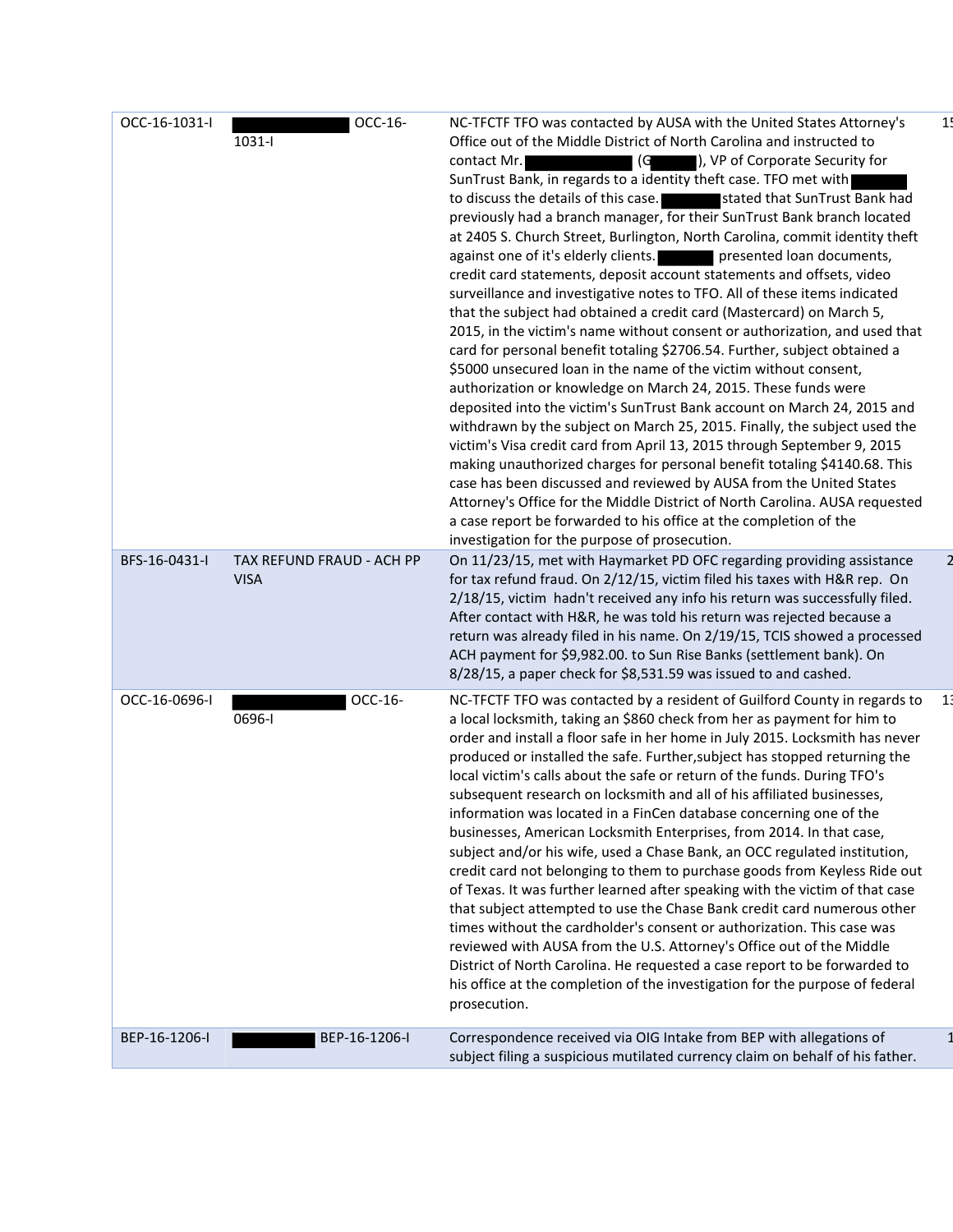| | | | |
|---|---|---|---|
| OCC-16-1031-I | [REDACTED] OCC-16-1031-I | NC-TFCTF TFO was contacted by AUSA with the United States Attorney's Office out of the Middle District of North Carolina and instructed to contact Mr. [REDACTED] (G[REDACTED]), VP of Corporate Security for SunTrust Bank, in regards to a identity theft case. TFO met with [REDACTED] to discuss the details of this case. [REDACTED] stated that SunTrust Bank had previously had a branch manager, for their SunTrust Bank branch located at 2405 S. Church Street, Burlington, North Carolina, commit identity theft against one of it's elderly clients. [REDACTED] presented loan documents, credit card statements, deposit account statements and offsets, video surveillance and investigative notes to TFO. All of these items indicated that the subject had obtained a credit card (Mastercard) on March 5, 2015, in the victim's name without consent or authorization, and used that card for personal benefit totaling $2706.54. Further, subject obtained a $5000 unsecured loan in the name of the victim without consent, authorization or knowledge on March 24, 2015. These funds were deposited into the victim's SunTrust Bank account on March 24, 2015 and withdrawn by the subject on March 25, 2015. Finally, the subject used the victim's Visa credit card from April 13, 2015 through September 9, 2015 making unauthorized charges for personal benefit totaling $4140.68. This case has been discussed and reviewed by AUSA from the United States Attorney's Office for the Middle District of North Carolina. AUSA requested a case report be forwarded to his office at the completion of the investigation for the purpose of prosecution. | 15 |
| BFS-16-0431-I | TAX REFUND FRAUD - ACH PP VISA | On 11/23/15, met with Haymarket PD OFC regarding providing assistance for tax refund fraud. On 2/12/15, victim filed his taxes with H&R rep. On 2/18/15, victim hadn't received any info his return was successfully filed. After contact with H&R, he was told his return was rejected because a return was already filed in his name. On 2/19/15, TCIS showed a processed ACH payment for $9,982.00. to Sun Rise Banks (settlement bank). On 8/28/15, a paper check for $8,531.59 was issued to and cashed. | 2 |
| OCC-16-0696-I | [REDACTED] OCC-16-0696-I | NC-TFCTF TFO was contacted by a resident of Guilford County in regards to a local locksmith, taking an $860 check from her as payment for him to order and install a floor safe in her home in July 2015. Locksmith has never produced or installed the safe. Further,subject has stopped returning the local victim's calls about the safe or return of the funds. During TFO's subsequent research on locksmith and all of his affiliated businesses, information was located in a FinCen database concerning one of the businesses, American Locksmith Enterprises, from 2014. In that case, subject and/or his wife, used a Chase Bank, an OCC regulated institution, credit card not belonging to them to purchase goods from Keyless Ride out of Texas. It was further learned after speaking with the victim of that case that subject attempted to use the Chase Bank credit card numerous other times without the cardholder's consent or authorization. This case was reviewed with AUSA from the U.S. Attorney's Office out of the Middle District of North Carolina. He requested a case report to be forwarded to his office at the completion of the investigation for the purpose of federal prosecution. | 13 |
| BEP-16-1206-I | [REDACTED] BEP-16-1206-I | Correspondence received via OIG Intake from BEP with allegations of subject filing a suspicious mutilated currency claim on behalf of his father. | 1 |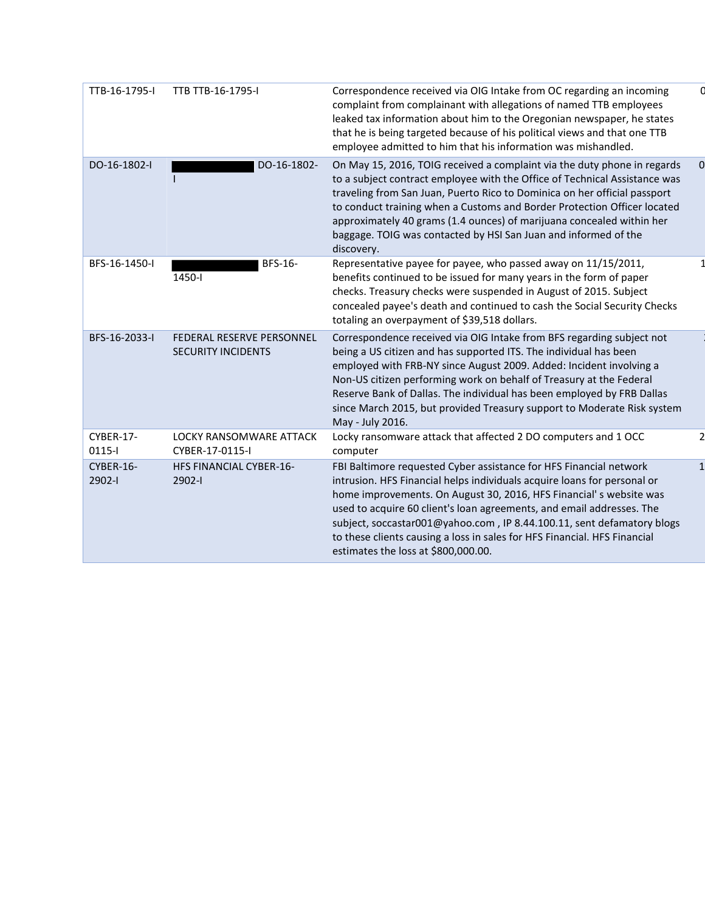| | | | |
|---|---|---|---|
| TTB-16-1795-I | TTB TTB-16-1795-I | Correspondence received via OIG Intake from OC regarding an incoming complaint from complainant with allegations of named TTB employees leaked tax information about him to the Oregonian newspaper, he states that he is being targeted because of his political views and that one TTB employee admitted to him that his information was mishandled. | 0 |
| DO-16-1802-I | DO-16-1802-I | On May 15, 2016, TOIG received a complaint via the duty phone in regards to a subject contract employee with the Office of Technical Assistance was traveling from San Juan, Puerto Rico to Dominica on her official passport to conduct training when a Customs and Border Protection Officer located approximately 40 grams (1.4 ounces) of marijuana concealed within her baggage. TOIG was contacted by HSI San Juan and informed of the discovery. | 0 |
| BFS-16-1450-I | BFS-16-1450-I | Representative payee for payee, who passed away on 11/15/2011, benefits continued to be issued for many years in the form of paper checks. Treasury checks were suspended in August of 2015. Subject concealed payee's death and continued to cash the Social Security Checks totaling an overpayment of $39,518 dollars. | 1 |
| BFS-16-2033-I | FEDERAL RESERVE PERSONNEL SECURITY INCIDENTS | Correspondence received via OIG Intake from BFS regarding subject not being a US citizen and has supported ITS. The individual has been employed with FRB-NY since August 2009. Added: Incident involving a Non-US citizen performing work on behalf of Treasury at the Federal Reserve Bank of Dallas. The individual has been employed by FRB Dallas since March 2015, but provided Treasury support to Moderate Risk system May - July 2016. | |
| CYBER-17-0115-I | LOCKY RANSOMWARE ATTACK CYBER-17-0115-I | Locky ransomware attack that affected 2 DO computers and 1 OCC computer | 2 |
| CYBER-16-2902-I | HFS FINANCIAL CYBER-16-2902-I | FBI Baltimore requested Cyber assistance for HFS Financial network intrusion. HFS Financial helps individuals acquire loans for personal or home improvements. On August 30, 2016, HFS Financial' s website was used to acquire 60 client's loan agreements, and email addresses. The subject, soccastar001@yahoo.com , IP 8.44.100.11, sent defamatory blogs to these clients causing a loss in sales for HFS Financial. HFS Financial estimates the loss at $800,000.00. | 1 |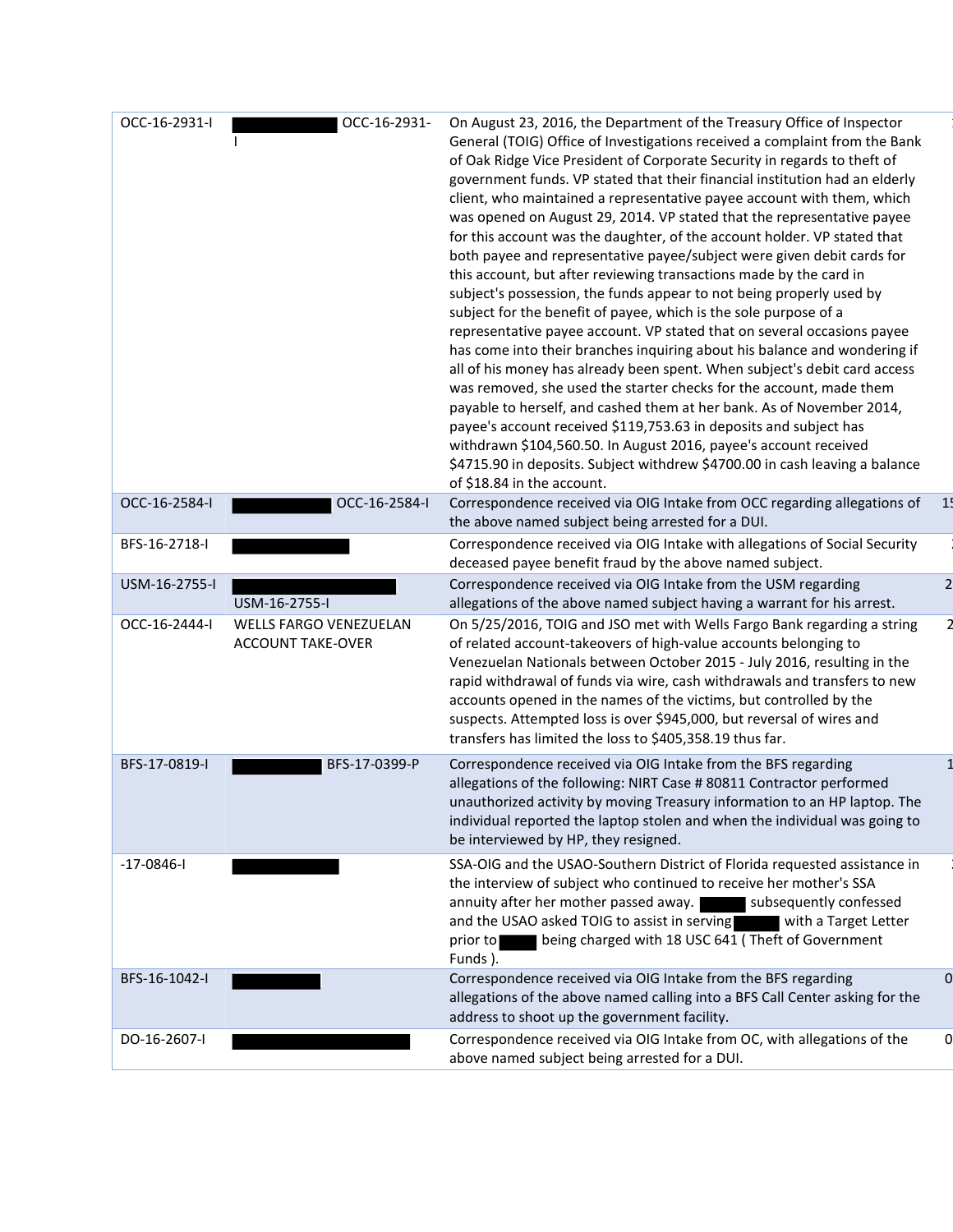| | | | |
|---|---|---|---|
| OCC-16-2931-I | ██████ OCC-16-2931-I | On August 23, 2016, the Department of the Treasury Office of Inspector General (TOIG) Office of Investigations received a complaint from the Bank of Oak Ridge Vice President of Corporate Security in regards to theft of government funds. VP stated that their financial institution had an elderly client, who maintained a representative payee account with them, which was opened on August 29, 2014. VP stated that the representative payee for this account was the daughter, of the account holder. VP stated that both payee and representative payee/subject were given debit cards for this account, but after reviewing transactions made by the card in subject's possession, the funds appear to not being properly used by subject for the benefit of payee, which is the sole purpose of a representative payee account. VP stated that on several occasions payee has come into their branches inquiring about his balance and wondering if all of his money has already been spent. When subject's debit card access was removed, she used the starter checks for the account, made them payable to herself, and cashed them at her bank. As of November 2014, payee's account received $119,753.63 in deposits and subject has withdrawn $104,560.50. In August 2016, payee's account received $4715.90 in deposits. Subject withdrew $4700.00 in cash leaving a balance of $18.84 in the account. | 1 |
| OCC-16-2584-I | ██████ OCC-16-2584-I | Correspondence received via OIG Intake from OCC regarding allegations of the above named subject being arrested for a DUI. | 15 |
| BFS-16-2718-I | ██████ | Correspondence received via OIG Intake with allegations of Social Security deceased payee benefit fraud by the above named subject. | |
| USM-16-2755-I | ██████ USM-16-2755-I | Correspondence received via OIG Intake from the USM regarding allegations of the above named subject having a warrant for his arrest. | 2 |
| OCC-16-2444-I | WELLS FARGO VENEZUELAN ACCOUNT TAKE-OVER | On 5/25/2016, TOIG and JSO met with Wells Fargo Bank regarding a string of related account-takeovers of high-value accounts belonging to Venezuelan Nationals between October 2015 - July 2016, resulting in the rapid withdrawal of funds via wire, cash withdrawals and transfers to new accounts opened in the names of the victims, but controlled by the suspects. Attempted loss is over $945,000, but reversal of wires and transfers has limited the loss to $405,358.19 thus far. | 2 |
| BFS-17-0819-I | ██████ BFS-17-0399-P | Correspondence received via OIG Intake from the BFS regarding allegations of the following: NIRT Case # 80811 Contractor performed unauthorized activity by moving Treasury information to an HP laptop. The individual reported the laptop stolen and when the individual was going to be interviewed by HP, they resigned. | 1 |
| -17-0846-I | ██████ | SSA-OIG and the USAO-Southern District of Florida requested assistance in the interview of subject who continued to receive her mother's SSA annuity after her mother passed away. ██████ subsequently confessed and the USAO asked TOIG to assist in serving ██████ with a Target Letter prior to ██████ being charged with 18 USC 641 ( Theft of Government Funds ). | |
| BFS-16-1042-I | ██████ | Correspondence received via OIG Intake from the BFS regarding allegations of the above named calling into a BFS Call Center asking for the address to shoot up the government facility. | 0 |
| DO-16-2607-I | ██████ | Correspondence received via OIG Intake from OC, with allegations of the above named subject being arrested for a DUI. | 0 |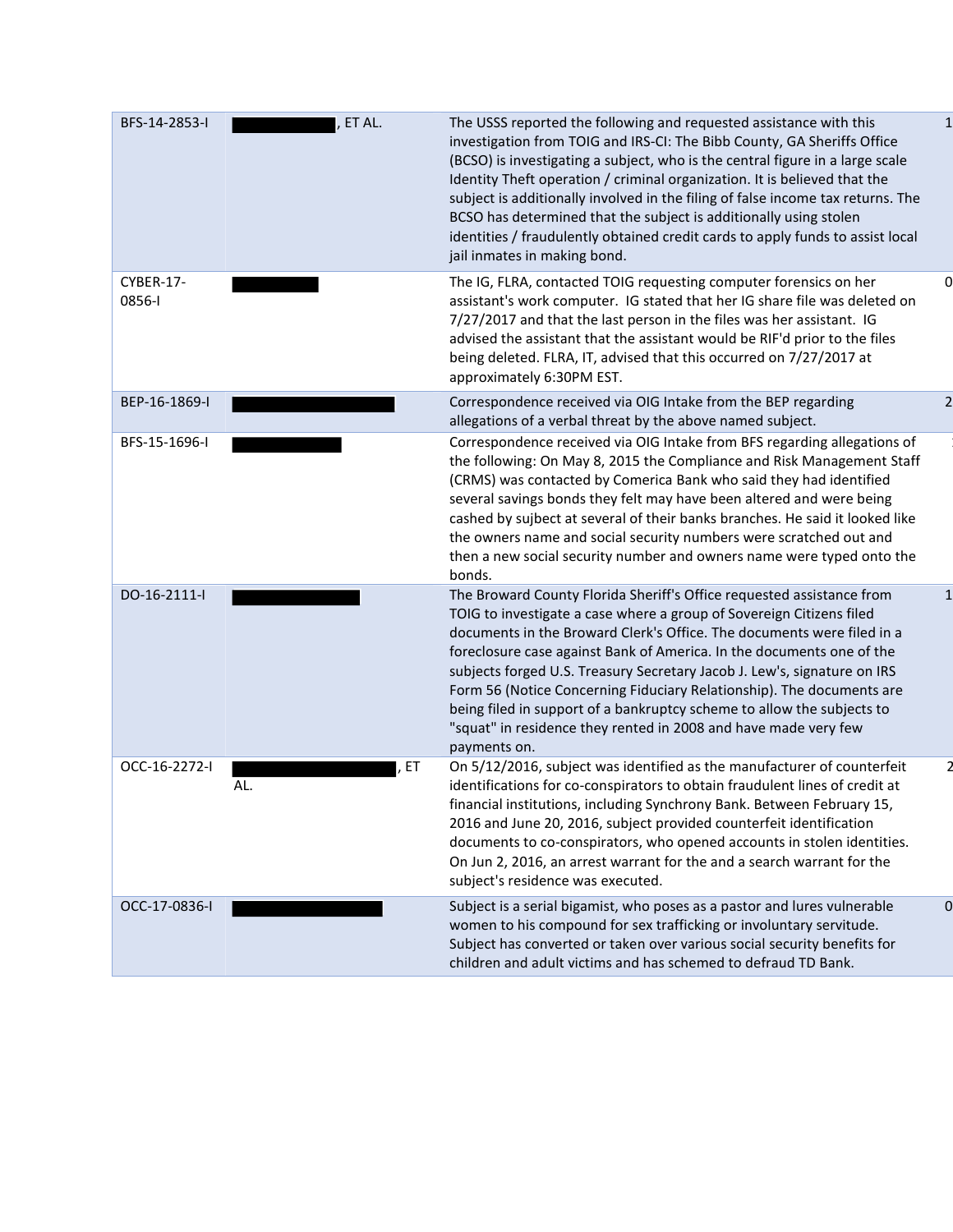| | | | |
|---|---|---|---|
| BFS-14-2853-I | ██████████, ET AL. | The USSS reported the following and requested assistance with this investigation from TOIG and IRS-CI: The Bibb County, GA Sheriffs Office (BCSO) is investigating a subject, who is the central figure in a large scale Identity Theft operation / criminal organization. It is believed that the subject is additionally involved in the filing of false income tax returns. The BCSO has determined that the subject is additionally using stolen identities / fraudulently obtained credit cards to apply funds to assist local jail inmates in making bond. | 1 |
| CYBER-17-0856-I | ██████████ | The IG, FLRA, contacted TOIG requesting computer forensics on her assistant's work computer. IG stated that her IG share file was deleted on 7/27/2017 and that the last person in the files was her assistant. IG advised the assistant that the assistant would be RIF'd prior to the files being deleted. FLRA, IT, advised that this occurred on 7/27/2017 at approximately 6:30PM EST. | 0 |
| BEP-16-1869-I | ██████████ | Correspondence received via OIG Intake from the BEP regarding allegations of a verbal threat by the above named subject. | 2 |
| BFS-15-1696-I | ██████████ | Correspondence received via OIG Intake from BFS regarding allegations of the following: On May 8, 2015 the Compliance and Risk Management Staff (CRMS) was contacted by Comerica Bank who said they had identified several savings bonds they felt may have been altered and were being cashed by sujbect at several of their banks branches. He said it looked like the owners name and social security numbers were scratched out and then a new social security number and owners name were typed onto the bonds. | |
| DO-16-2111-I | ██████████ | The Broward County Florida Sheriff's Office requested assistance from TOIG to investigate a case where a group of Sovereign Citizens filed documents in the Broward Clerk's Office. The documents were filed in a foreclosure case against Bank of America. In the documents one of the subjects forged U.S. Treasury Secretary Jacob J. Lew's, signature on IRS Form 56 (Notice Concerning Fiduciary Relationship). The documents are being filed in support of a bankruptcy scheme to allow the subjects to "squat" in residence they rented in 2008 and have made very few payments on. | 1 |
| OCC-16-2272-I | ██████████, ET AL. | On 5/12/2016, subject was identified as the manufacturer of counterfeit identifications for co-conspirators to obtain fraudulent lines of credit at financial institutions, including Synchrony Bank. Between February 15, 2016 and June 20, 2016, subject provided counterfeit identification documents to co-conspirators, who opened accounts in stolen identities. On Jun 2, 2016, an arrest warrant for the and a search warrant for the subject's residence was executed. | 2 |
| OCC-17-0836-I | ██████████ | Subject is a serial bigamist, who poses as a pastor and lures vulnerable women to his compound for sex trafficking or involuntary servitude. Subject has converted or taken over various social security benefits for children and adult victims and has schemed to defraud TD Bank. | 0 |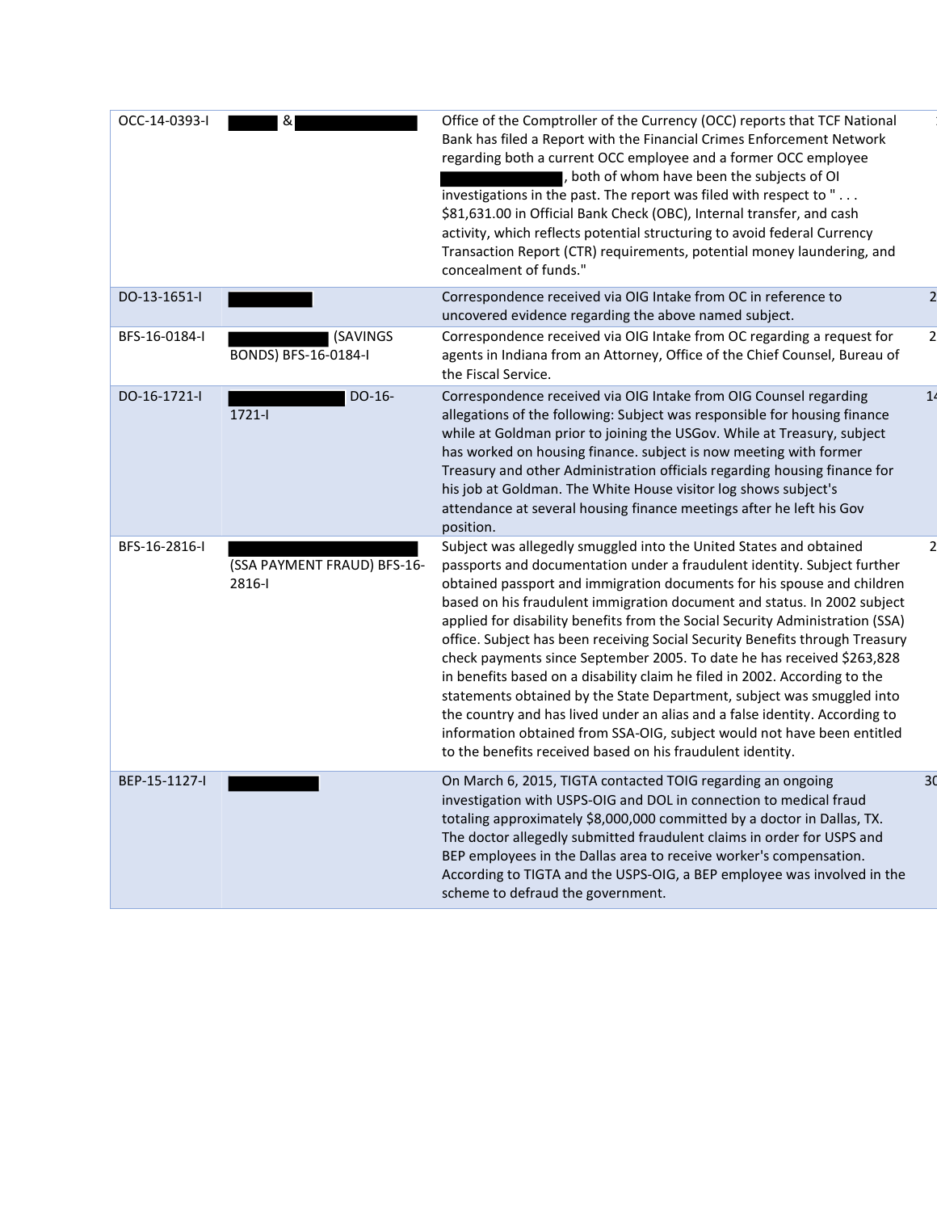| | | | |
|---|---|---|---|
| OCC-14-0393-I | & | Office of the Comptroller of the Currency (OCC) reports that TCF National Bank has filed a Report with the Financial Crimes Enforcement Network regarding both a current OCC employee and a former OCC employee , both of whom have been the subjects of OI investigations in the past. The report was filed with respect to " . . . $81,631.00 in Official Bank Check (OBC), Internal transfer, and cash activity, which reflects potential structuring to avoid federal Currency Transaction Report (CTR) requirements, potential money laundering, and concealment of funds." | 1 |
| DO-13-1651-I | | Correspondence received via OIG Intake from OC in reference to uncovered evidence regarding the above named subject. | 2 |
| BFS-16-0184-I | (SAVINGS BONDS) BFS-16-0184-I | Correspondence received via OIG Intake from OC regarding a request for agents in Indiana from an Attorney, Office of the Chief Counsel, Bureau of the Fiscal Service. | 2 |
| DO-16-1721-I | DO-16-1721-I | Correspondence received via OIG Intake from OIG Counsel regarding allegations of the following: Subject was responsible for housing finance while at Goldman prior to joining the USGov. While at Treasury, subject has worked on housing finance. subject is now meeting with former Treasury and other Administration officials regarding housing finance for his job at Goldman. The White House visitor log shows subject's attendance at several housing finance meetings after he left his Gov position. | 14 |
| BFS-16-2816-I | (SSA PAYMENT FRAUD) BFS-16-2816-I | Subject was allegedly smuggled into the United States and obtained passports and documentation under a fraudulent identity. Subject further obtained passport and immigration documents for his spouse and children based on his fraudulent immigration document and status. In 2002 subject applied for disability benefits from the Social Security Administration (SSA) office. Subject has been receiving Social Security Benefits through Treasury check payments since September 2005. To date he has received $263,828 in benefits based on a disability claim he filed in 2002. According to the statements obtained by the State Department, subject was smuggled into the country and has lived under an alias and a false identity. According to information obtained from SSA-OIG, subject would not have been entitled to the benefits received based on his fraudulent identity. | 2 |
| BEP-15-1127-I | | On March 6, 2015, TIGTA contacted TOIG regarding an ongoing investigation with USPS-OIG and DOL in connection to medical fraud totaling approximately $8,000,000 committed by a doctor in Dallas, TX. The doctor allegedly submitted fraudulent claims in order for USPS and BEP employees in the Dallas area to receive worker's compensation. According to TIGTA and the USPS-OIG, a BEP employee was involved in the scheme to defraud the government. | 30 |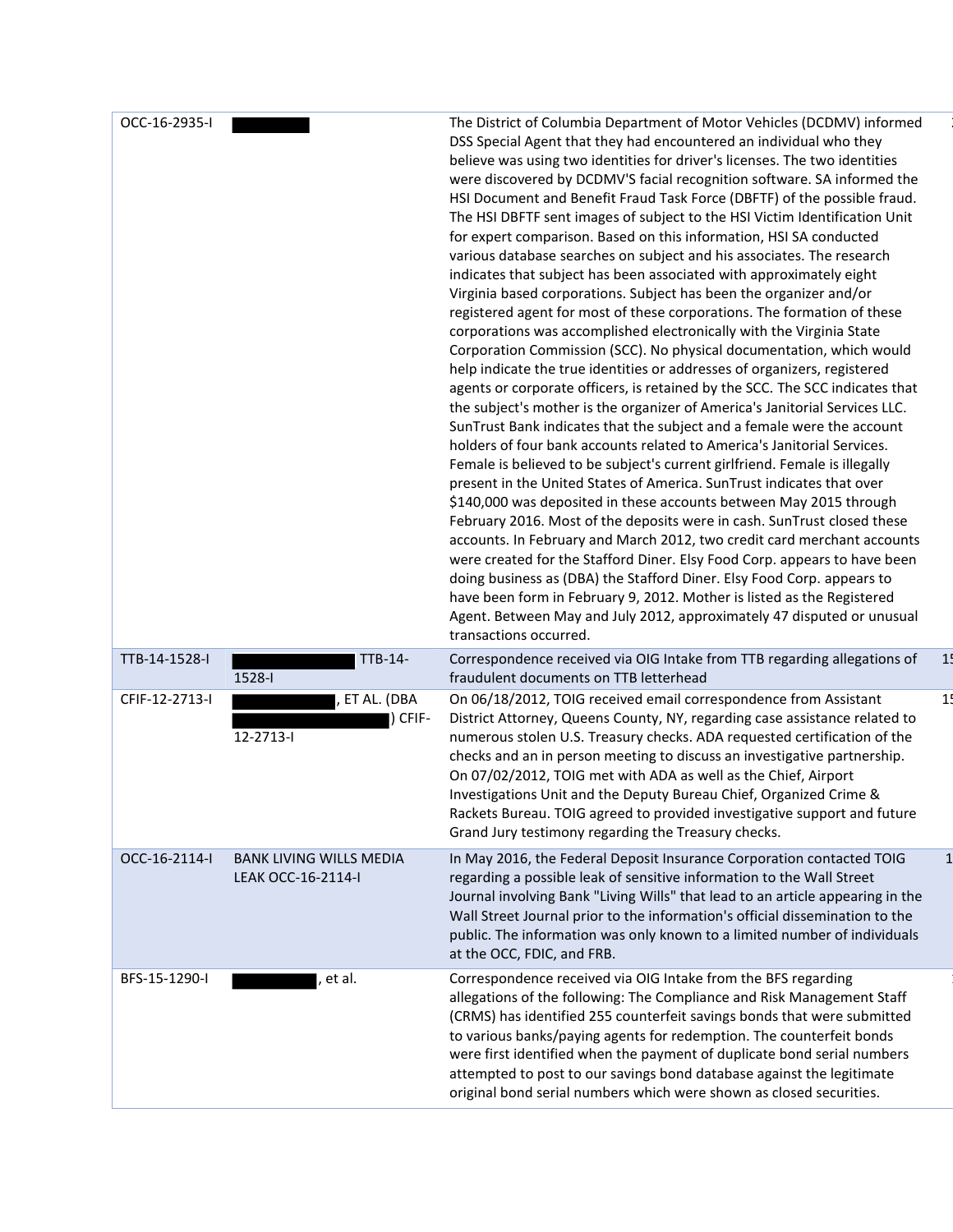| | | | |
|---|---|---|---|
| OCC-16-2935-I | | The District of Columbia Department of Motor Vehicles (DCDMV) informed DSS Special Agent that they had encountered an individual who they believe was using two identities for driver's licenses. The two identities were discovered by DCDMV'S facial recognition software. SA informed the HSI Document and Benefit Fraud Task Force (DBFTF) of the possible fraud. The HSI DBFTF sent images of subject to the HSI Victim Identification Unit for expert comparison. Based on this information, HSI SA conducted various database searches on subject and his associates. The research indicates that subject has been associated with approximately eight Virginia based corporations. Subject has been the organizer and/or registered agent for most of these corporations. The formation of these corporations was accomplished electronically with the Virginia State Corporation Commission (SCC). No physical documentation, which would help indicate the true identities or addresses of organizers, registered agents or corporate officers, is retained by the SCC. The SCC indicates that the subject's mother is the organizer of America's Janitorial Services LLC. SunTrust Bank indicates that the subject and a female were the account holders of four bank accounts related to America's Janitorial Services. Female is believed to be subject's current girlfriend. Female is illegally present in the United States of America. SunTrust indicates that over $140,000 was deposited in these accounts between May 2015 through February 2016. Most of the deposits were in cash. SunTrust closed these accounts. In February and March 2012, two credit card merchant accounts were created for the Stafford Diner. Elsy Food Corp. appears to have been doing business as (DBA) the Stafford Diner. Elsy Food Corp. appears to have been form in February 9, 2012. Mother is listed as the Registered Agent. Between May and July 2012, approximately 47 disputed or unusual transactions occurred. | |
| TTB-14-1528-I | TTB-14-1528-I | Correspondence received via OIG Intake from TTB regarding allegations of fraudulent documents on TTB letterhead | 1 |
| CFIF-12-2713-I | , ET AL. (DBA ) CFIF-12-2713-I | On 06/18/2012, TOIG received email correspondence from Assistant District Attorney, Queens County, NY, regarding case assistance related to numerous stolen U.S. Treasury checks. ADA requested certification of the checks and an in person meeting to discuss an investigative partnership. On 07/02/2012, TOIG met with ADA as well as the Chief, Airport Investigations Unit and the Deputy Bureau Chief, Organized Crime & Rackets Bureau. TOIG agreed to provided investigative support and future Grand Jury testimony regarding the Treasury checks. | 1 |
| OCC-16-2114-I | BANK LIVING WILLS MEDIA LEAK OCC-16-2114-I | In May 2016, the Federal Deposit Insurance Corporation contacted TOIG regarding a possible leak of sensitive information to the Wall Street Journal involving Bank "Living Wills" that lead to an article appearing in the Wall Street Journal prior to the information's official dissemination to the public. The information was only known to a limited number of individuals at the OCC, FDIC, and FRB. | 1 |
| BFS-15-1290-I | , et al. | Correspondence received via OIG Intake from the BFS regarding allegations of the following: The Compliance and Risk Management Staff (CRMS) has identified 255 counterfeit savings bonds that were submitted to various banks/paying agents for redemption. The counterfeit bonds were first identified when the payment of duplicate bond serial numbers attempted to post to our savings bond database against the legitimate original bond serial numbers which were shown as closed securities. | |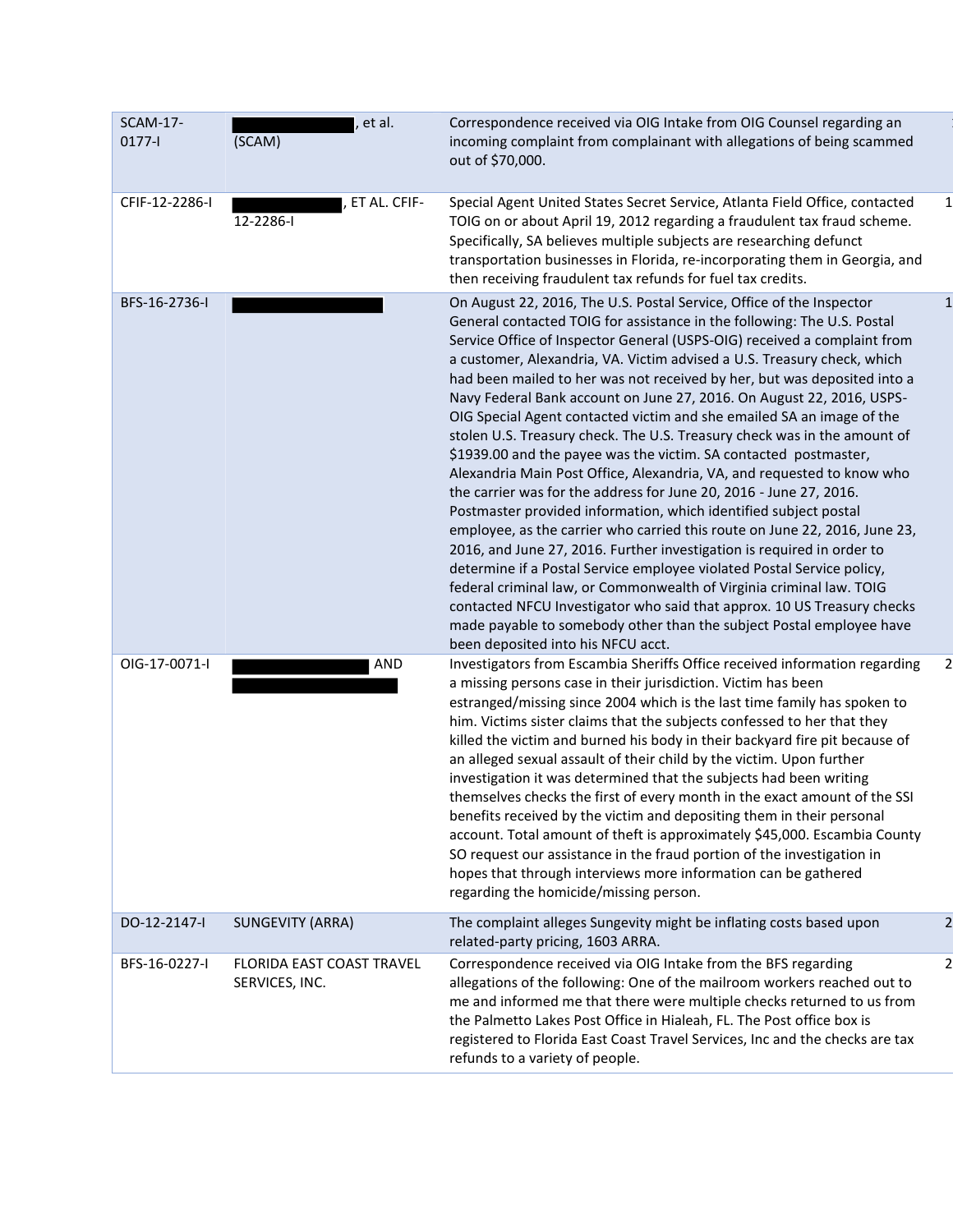| | | | |
|---|---|---|---|
| SCAM-17-0177-I | , et al. (SCAM) | Correspondence received via OIG Intake from OIG Counsel regarding an incoming complaint from complainant with allegations of being scammed out of $70,000. | 1 |
| CFIF-12-2286-I | , ET AL. CFIF-12-2286-I | Special Agent United States Secret Service, Atlanta Field Office, contacted TOIG on or about April 19, 2012 regarding a fraudulent tax fraud scheme. Specifically, SA believes multiple subjects are researching defunct transportation businesses in Florida, re-incorporating them in Georgia, and then receiving fraudulent tax refunds for fuel tax credits. | 1 |
| BFS-16-2736-I | | On August 22, 2016, The U.S. Postal Service, Office of the Inspector General contacted TOIG for assistance in the following: The U.S. Postal Service Office of Inspector General (USPS-OIG) received a complaint from a customer, Alexandria, VA. Victim advised a U.S. Treasury check, which had been mailed to her was not received by her, but was deposited into a Navy Federal Bank account on June 27, 2016. On August 22, 2016, USPS-OIG Special Agent contacted victim and she emailed SA an image of the stolen U.S. Treasury check. The U.S. Treasury check was in the amount of $1939.00 and the payee was the victim. SA contacted postmaster, Alexandria Main Post Office, Alexandria, VA, and requested to know who the carrier was for the address for June 20, 2016 - June 27, 2016. Postmaster provided information, which identified subject postal employee, as the carrier who carried this route on June 22, 2016, June 23, 2016, and June 27, 2016. Further investigation is required in order to determine if a Postal Service employee violated Postal Service policy, federal criminal law, or Commonwealth of Virginia criminal law. TOIG contacted NFCU Investigator who said that approx. 10 US Treasury checks made payable to somebody other than the subject Postal employee have been deposited into his NFCU acct. | 1 |
| OIG-17-0071-I | AND | Investigators from Escambia Sheriffs Office received information regarding a missing persons case in their jurisdiction. Victim has been estranged/missing since 2004 which is the last time family has spoken to him. Victims sister claims that the subjects confessed to her that they killed the victim and burned his body in their backyard fire pit because of an alleged sexual assault of their child by the victim. Upon further investigation it was determined that the subjects had been writing themselves checks the first of every month in the exact amount of the SSI benefits received by the victim and depositing them in their personal account. Total amount of theft is approximately $45,000. Escambia County SO request our assistance in the fraud portion of the investigation in hopes that through interviews more information can be gathered regarding the homicide/missing person. | 2 |
| DO-12-2147-I | SUNGEVITY (ARRA) | The complaint alleges Sungevity might be inflating costs based upon related-party pricing, 1603 ARRA. | 2 |
| BFS-16-0227-I | FLORIDA EAST COAST TRAVEL SERVICES, INC. | Correspondence received via OIG Intake from the BFS regarding allegations of the following: One of the mailroom workers reached out to me and informed me that there were multiple checks returned to us from the Palmetto Lakes Post Office in Hialeah, FL. The Post office box is registered to Florida East Coast Travel Services, Inc and the checks are tax refunds to a variety of people. | 2 |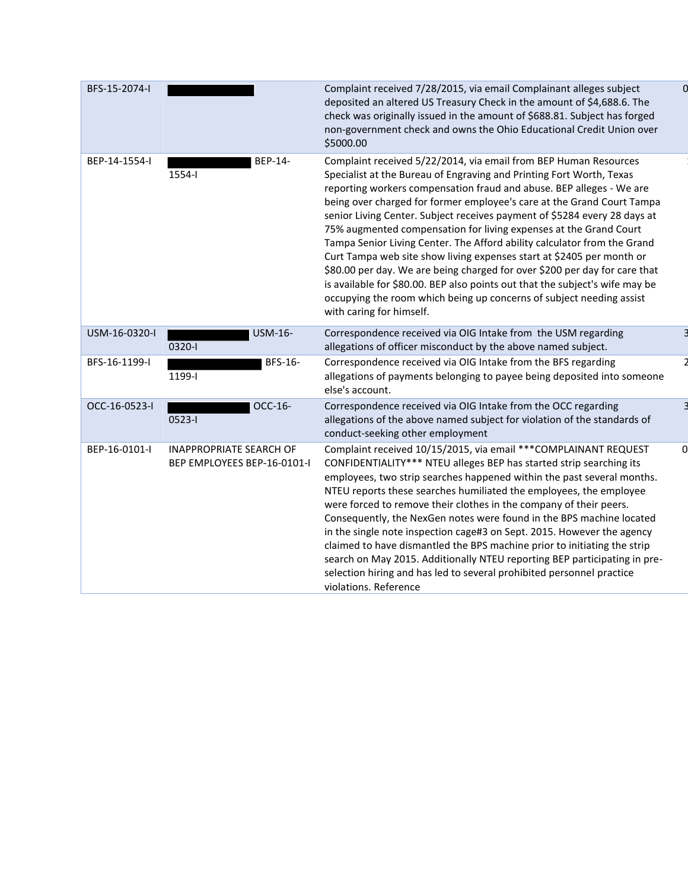| | | | |
|---|---|---|---|
| BFS-15-2074-I | | Complaint received 7/28/2015, via email Complainant alleges subject deposited an altered US Treasury Check in the amount of $4,688.6. The check was originally issued in the amount of $688.81. Subject has forged non-government check and owns the Ohio Educational Credit Union over $5000.00 | 0 |
| BEP-14-1554-I | BEP-14-1554-I | Complaint received 5/22/2014, via email from BEP Human Resources Specialist at the Bureau of Engraving and Printing Fort Worth, Texas reporting workers compensation fraud and abuse. BEP alleges - We are being over charged for former employee's care at the Grand Court Tampa senior Living Center. Subject receives payment of $5284 every 28 days at 75% augmented compensation for living expenses at the Grand Court Tampa Senior Living Center. The Afford ability calculator from the Grand Curt Tampa web site show living expenses start at $2405 per month or $80.00 per day. We are being charged for over $200 per day for care that is available for $80.00. BEP also points out that the subject's wife may be occupying the room which being up concerns of subject needing assist with caring for himself. | 1 |
| USM-16-0320-I | USM-16-0320-I | Correspondence received via OIG Intake from the USM regarding allegations of officer misconduct by the above named subject. | 3 |
| BFS-16-1199-I | BFS-16-1199-I | Correspondence received via OIG Intake from the BFS regarding allegations of payments belonging to payee being deposited into someone else's account. | 2 |
| OCC-16-0523-I | OCC-16-0523-I | Correspondence received via OIG Intake from the OCC regarding allegations of the above named subject for violation of the standards of conduct-seeking other employment | 3 |
| BEP-16-0101-I | INAPPROPRIATE SEARCH OF BEP EMPLOYEES BEP-16-0101-I | Complaint received 10/15/2015, via email ***COMPLAINANT REQUEST CONFIDENTIALITY*** NTEU alleges BEP has started strip searching its employees, two strip searches happened within the past several months. NTEU reports these searches humiliated the employees, the employee were forced to remove their clothes in the company of their peers. Consequently, the NexGen notes were found in the BPS machine located in the single note inspection cage#3 on Sept. 2015. However the agency claimed to have dismantled the BPS machine prior to initiating the strip search on May 2015. Additionally NTEU reporting BEP participating in pre-selection hiring and has led to several prohibited personnel practice violations. Reference | 0 |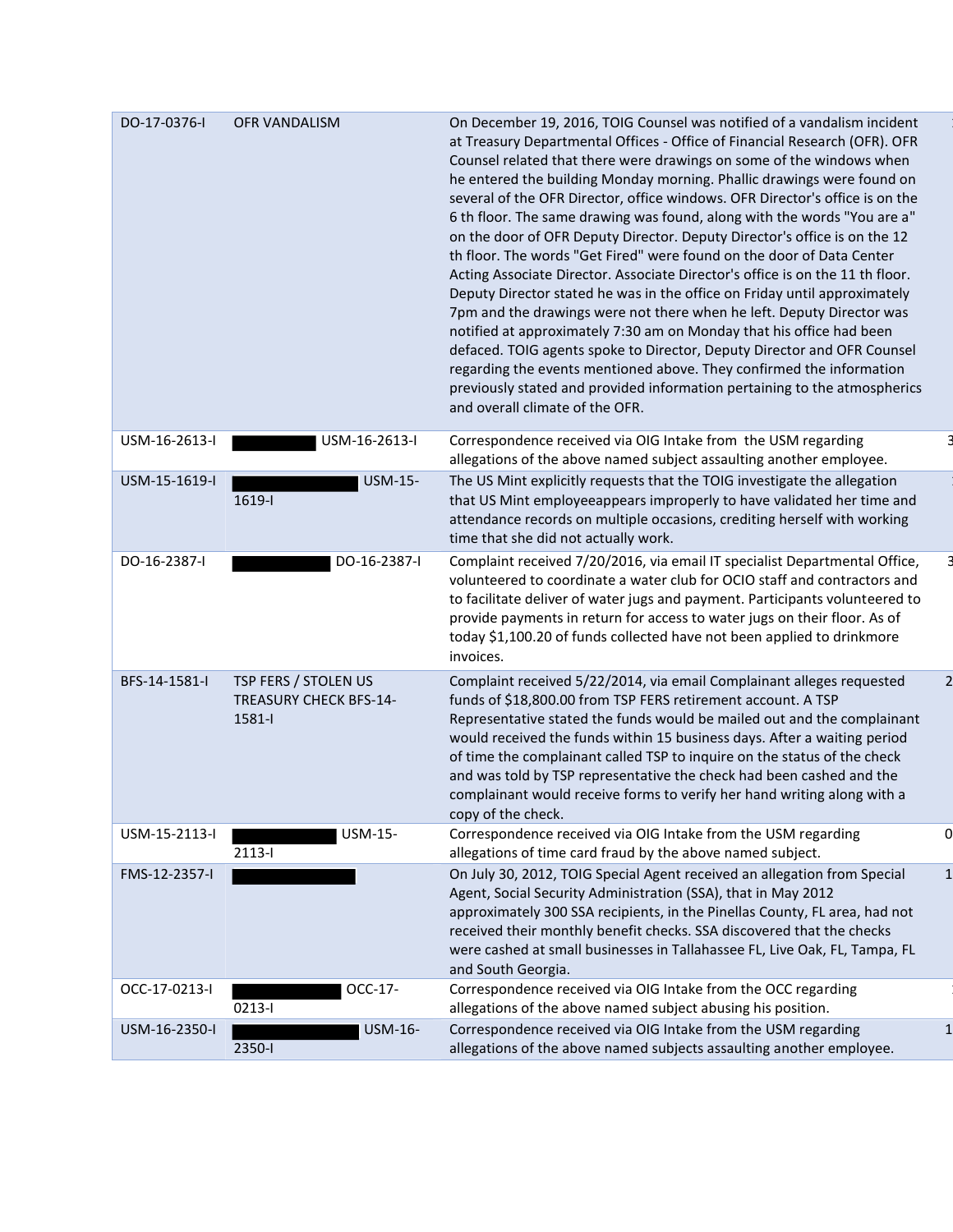| | | | |
|---|---|---|---|
| DO-17-0376-I | OFR VANDALISM | On December 19, 2016, TOIG Counsel was notified of a vandalism incident at Treasury Departmental Offices - Office of Financial Research (OFR). OFR Counsel related that there were drawings on some of the windows when he entered the building Monday morning. Phallic drawings were found on several of the OFR Director, office windows. OFR Director's office is on the 6 th floor. The same drawing was found, along with the words "You are a" on the door of OFR Deputy Director. Deputy Director's office is on the 12 th floor. The words "Get Fired" were found on the door of Data Center Acting Associate Director. Associate Director's office is on the 11 th floor. Deputy Director stated he was in the office on Friday until approximately 7pm and the drawings were not there when he left. Deputy Director was notified at approximately 7:30 am on Monday that his office had been defaced. TOIG agents spoke to Director, Deputy Director and OFR Counsel regarding the events mentioned above. They confirmed the information previously stated and provided information pertaining to the atmospherics and overall climate of the OFR. | 1 |
| USM-16-2613-I | ██████ USM-16-2613-I | Correspondence received via OIG Intake from the USM regarding allegations of the above named subject assaulting another employee. | 3 |
| USM-15-1619-I | ██████ USM-15-1619-I | The US Mint explicitly requests that the TOIG investigate the allegation that US Mint employeeappears improperly to have validated her time and attendance records on multiple occasions, crediting herself with working time that she did not actually work. | 1 |
| DO-16-2387-I | ██████ DO-16-2387-I | Complaint received 7/20/2016, via email IT specialist Departmental Office, volunteered to coordinate a water club for OCIO staff and contractors and to facilitate deliver of water jugs and payment. Participants volunteered to provide payments in return for access to water jugs on their floor. As of today $1,100.20 of funds collected have not been applied to drinkmore invoices. | 3 |
| BFS-14-1581-I | TSP FERS / STOLEN US TREASURY CHECK BFS-14-1581-I | Complaint received 5/22/2014, via email Complainant alleges requested funds of $18,800.00 from TSP FERS retirement account. A TSP Representative stated the funds would be mailed out and the complainant would received the funds within 15 business days. After a waiting period of time the complainant called TSP to inquire on the status of the check and was told by TSP representative the check had been cashed and the complainant would receive forms to verify her hand writing along with a copy of the check. | 2 |
| USM-15-2113-I | ██████ USM-15-2113-I | Correspondence received via OIG Intake from the USM regarding allegations of time card fraud by the above named subject. | 0 |
| FMS-12-2357-I | ██████ | On July 30, 2012, TOIG Special Agent received an allegation from Special Agent, Social Security Administration (SSA), that in May 2012 approximately 300 SSA recipients, in the Pinellas County, FL area, had not received their monthly benefit checks. SSA discovered that the checks were cashed at small businesses in Tallahassee FL, Live Oak, FL, Tampa, FL and South Georgia. | 1 |
| OCC-17-0213-I | ██████ OCC-17-0213-I | Correspondence received via OIG Intake from the OCC regarding allegations of the above named subject abusing his position. | 1 |
| USM-16-2350-I | ██████ USM-16-2350-I | Correspondence received via OIG Intake from the USM regarding allegations of the above named subjects assaulting another employee. | 1 |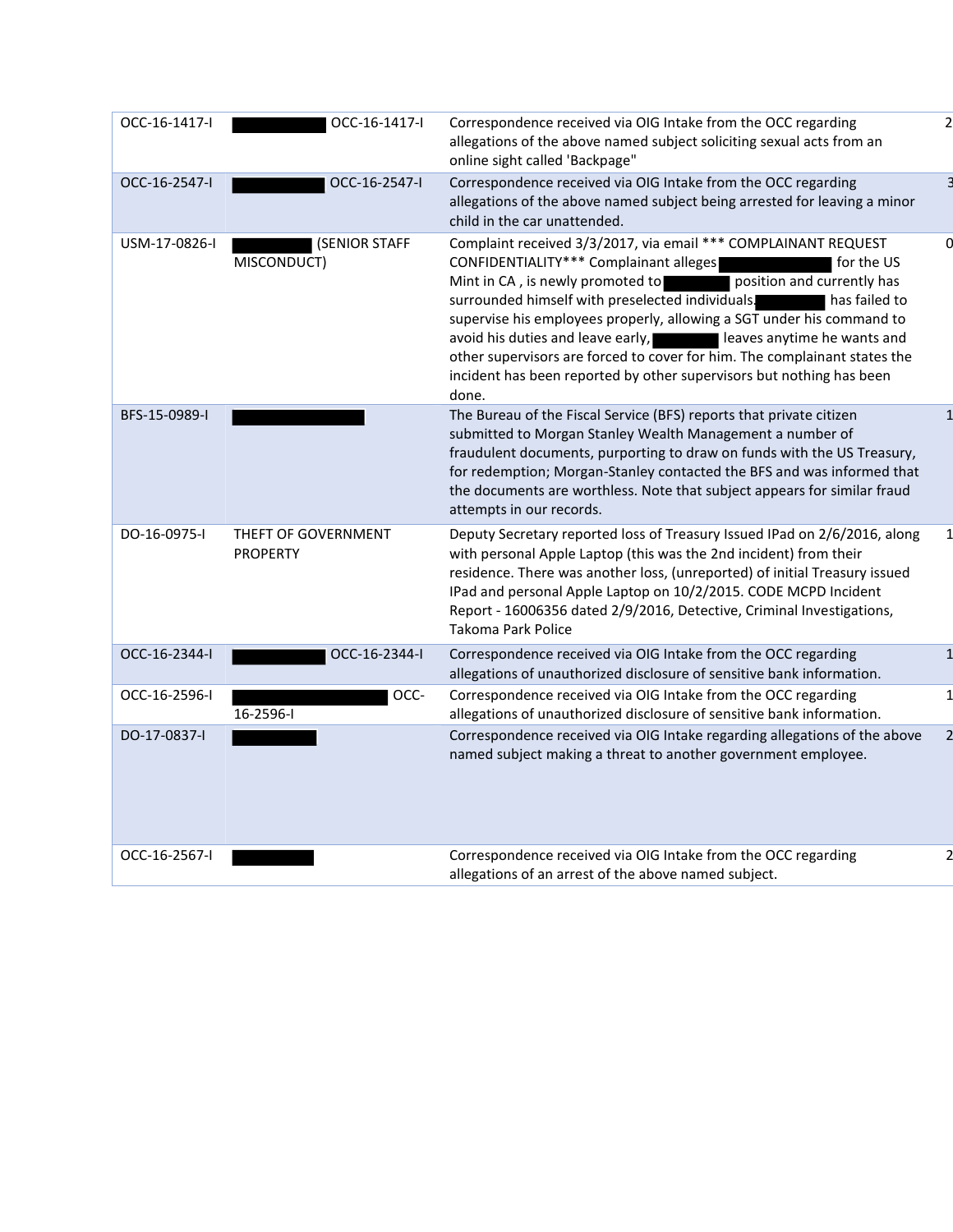| | | | |
|---|---|---|---|
| OCC-16-1417-I | [REDACTED] OCC-16-1417-I | Correspondence received via OIG Intake from the OCC regarding allegations of the above named subject soliciting sexual acts from an online sight called 'Backpage" | 2 |
| OCC-16-2547-I | [REDACTED] OCC-16-2547-I | Correspondence received via OIG Intake from the OCC regarding allegations of the above named subject being arrested for leaving a minor child in the car unattended. | 3 |
| USM-17-0826-I | [REDACTED] (SENIOR STAFF MISCONDUCT) | Complaint received 3/3/2017, via email *** COMPLAINANT REQUEST CONFIDENTIALITY*** Complainant alleges [REDACTED] for the US Mint in CA , is newly promoted to [REDACTED] position and currently has surrounded himself with preselected individuals. [REDACTED] has failed to supervise his employees properly, allowing a SGT under his command to avoid his duties and leave early, [REDACTED] leaves anytime he wants and other supervisors are forced to cover for him. The complainant states the incident has been reported by other supervisors but nothing has been done. | 0 |
| BFS-15-0989-I | [REDACTED] | The Bureau of the Fiscal Service (BFS) reports that private citizen submitted to Morgan Stanley Wealth Management a number of fraudulent documents, purporting to draw on funds with the US Treasury, for redemption; Morgan-Stanley contacted the BFS and was informed that the documents are worthless. Note that subject appears for similar fraud attempts in our records. | 1 |
| DO-16-0975-I | THEFT OF GOVERNMENT PROPERTY | Deputy Secretary reported loss of Treasury Issued IPad on 2/6/2016, along with personal Apple Laptop (this was the 2nd incident) from their residence. There was another loss, (unreported) of initial Treasury issued IPad and personal Apple Laptop on 10/2/2015. CODE MCPD Incident Report - 16006356 dated 2/9/2016, Detective, Criminal Investigations, Takoma Park Police | 1 |
| OCC-16-2344-I | [REDACTED] OCC-16-2344-I | Correspondence received via OIG Intake from the OCC regarding allegations of unauthorized disclosure of sensitive bank information. | 1 |
| OCC-16-2596-I | [REDACTED] OCC-16-2596-I | Correspondence received via OIG Intake from the OCC regarding allegations of unauthorized disclosure of sensitive bank information. | 1 |
| DO-17-0837-I | [REDACTED] | Correspondence received via OIG Intake regarding allegations of the above named subject making a threat to another government employee. | 2 |
| OCC-16-2567-I | [REDACTED] | Correspondence received via OIG Intake from the OCC regarding allegations of an arrest of the above named subject. | 2 |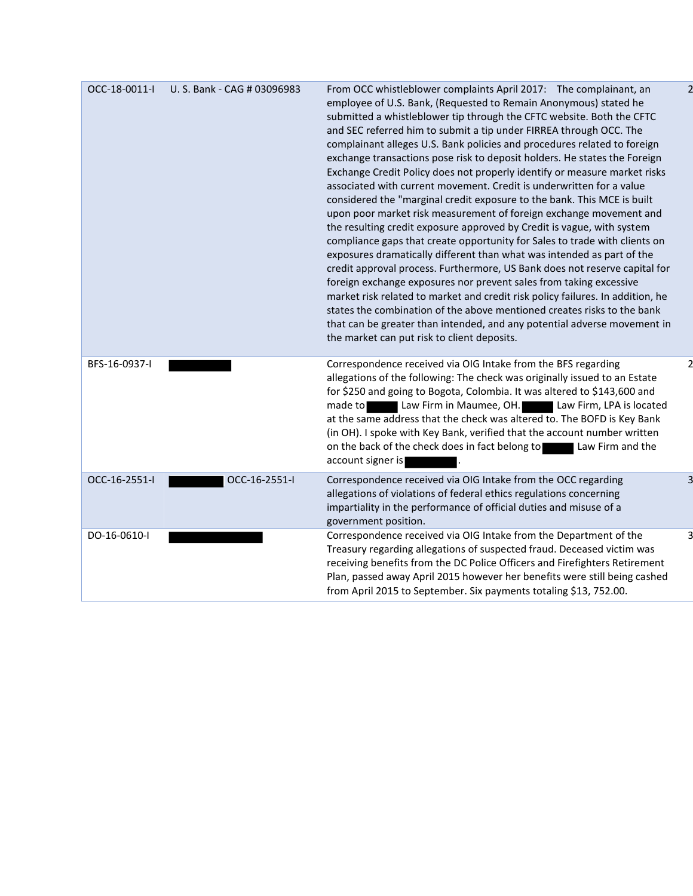| | | | |
|---|---|---|---|
| OCC-18-0011-I | U. S. Bank - CAG # 03096983 | From OCC whistleblower complaints April 2017: The complainant, an employee of U.S. Bank, (Requested to Remain Anonymous) stated he submitted a whistleblower tip through the CFTC website. Both the CFTC and SEC referred him to submit a tip under FIRREA through OCC. The complainant alleges U.S. Bank policies and procedures related to foreign exchange transactions pose risk to deposit holders. He states the Foreign Exchange Credit Policy does not properly identify or measure market risks associated with current movement. Credit is underwritten for a value considered the "marginal credit exposure to the bank. This MCE is built upon poor market risk measurement of foreign exchange movement and the resulting credit exposure approved by Credit is vague, with system compliance gaps that create opportunity for Sales to trade with clients on exposures dramatically different than what was intended as part of the credit approval process. Furthermore, US Bank does not reserve capital for foreign exchange exposures nor prevent sales from taking excessive market risk related to market and credit risk policy failures. In addition, he states the combination of the above mentioned creates risks to the bank that can be greater than intended, and any potential adverse movement in the market can put risk to client deposits. | 2 |
| BFS-16-0937-I | ███ | Correspondence received via OIG Intake from the BFS regarding allegations of the following: The check was originally issued to an Estate for $250 and going to Bogota, Colombia. It was altered to $143,600 and made to ███ Law Firm in Maumee, OH. ███ Law Firm, LPA is located at the same address that the check was altered to. The BOFD is Key Bank (in OH). I spoke with Key Bank, verified that the account number written on the back of the check does in fact belong to ███ Law Firm and the account signer is ███. | 2 |
| OCC-16-2551-I | ███ OCC-16-2551-I | Correspondence received via OIG Intake from the OCC regarding allegations of violations of federal ethics regulations concerning impartiality in the performance of official duties and misuse of a government position. | 3 |
| DO-16-0610-I | ███ | Correspondence received via OIG Intake from the Department of the Treasury regarding allegations of suspected fraud. Deceased victim was receiving benefits from the DC Police Officers and Firefighters Retirement Plan, passed away April 2015 however her benefits were still being cashed from April 2015 to September. Six payments totaling $13, 752.00. | 3 |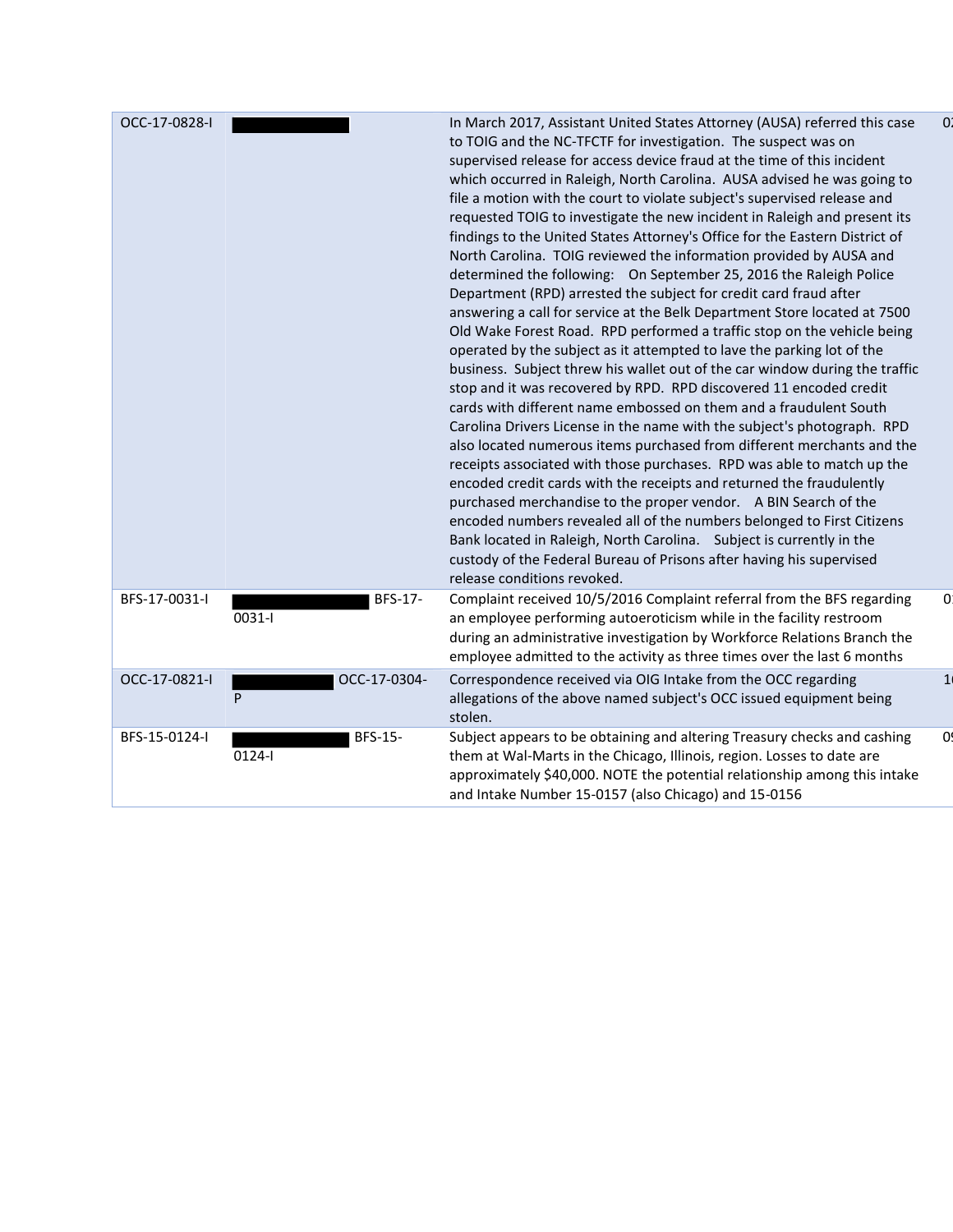| | | | |
|---|---|---|---|
| OCC-17-0828-I | | In March 2017, Assistant United States Attorney (AUSA) referred this case to TOIG and the NC-TFCTF for investigation. The suspect was on supervised release for access device fraud at the time of this incident which occurred in Raleigh, North Carolina. AUSA advised he was going to file a motion with the court to violate subject's supervised release and requested TOIG to investigate the new incident in Raleigh and present its findings to the United States Attorney's Office for the Eastern District of North Carolina. TOIG reviewed the information provided by AUSA and determined the following: On September 25, 2016 the Raleigh Police Department (RPD) arrested the subject for credit card fraud after answering a call for service at the Belk Department Store located at 7500 Old Wake Forest Road. RPD performed a traffic stop on the vehicle being operated by the subject as it attempted to lave the parking lot of the business. Subject threw his wallet out of the car window during the traffic stop and it was recovered by RPD. RPD discovered 11 encoded credit cards with different name embossed on them and a fraudulent South Carolina Drivers License in the name with the subject's photograph. RPD also located numerous items purchased from different merchants and the receipts associated with those purchases. RPD was able to match up the encoded credit cards with the receipts and returned the fraudulently purchased merchandise to the proper vendor. A BIN Search of the encoded numbers revealed all of the numbers belonged to First Citizens Bank located in Raleigh, North Carolina. Subject is currently in the custody of the Federal Bureau of Prisons after having his supervised release conditions revoked. | 0 |
| BFS-17-0031-I | BFS-17-0031-I | Complaint received 10/5/2016 Complaint referral from the BFS regarding an employee performing autoeroticism while in the facility restroom during an administrative investigation by Workforce Relations Branch the employee admitted to the activity as three times over the last 6 months | 0 |
| OCC-17-0821-I | OCC-17-0304-P | Correspondence received via OIG Intake from the OCC regarding allegations of the above named subject's OCC issued equipment being stolen. | 1 |
| BFS-15-0124-I | BFS-15-0124-I | Subject appears to be obtaining and altering Treasury checks and cashing them at Wal-Marts in the Chicago, Illinois, region. Losses to date are approximately $40,000. NOTE the potential relationship among this intake and Intake Number 15-0157 (also Chicago) and 15-0156 | 0 |